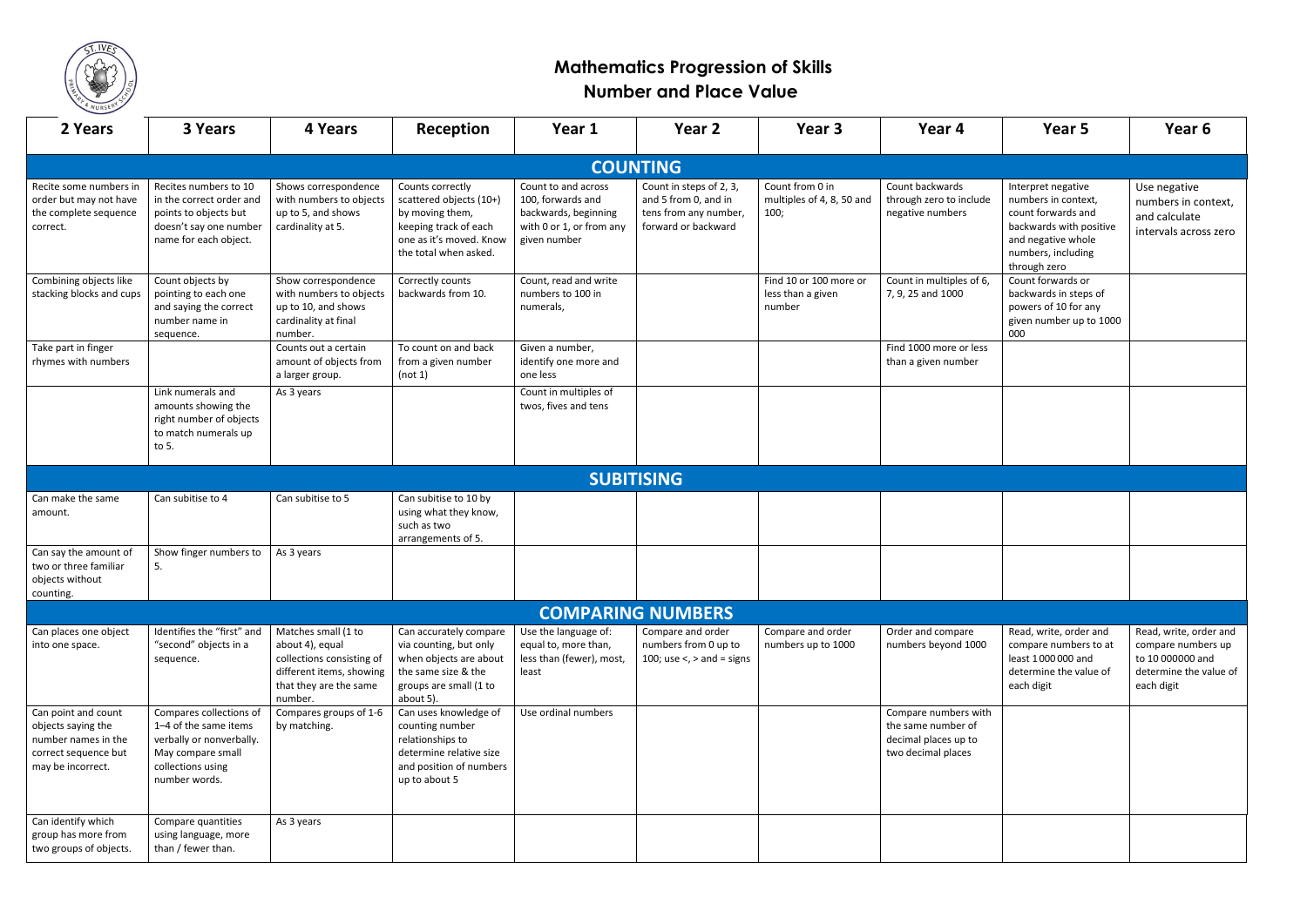# Mathematics Progression of Skills
## Number and Place Value

| 2 Years | 3 Years | 4 Years | Reception | Year 1 | Year 2 | Year 3 | Year 4 | Year 5 | Year 6 |
|---|---|---|---|---|---|---|---|---|---|
| **COUNTING** | | | | | | | | | |
| Recite some numbers in order but may not have the complete sequence correct. | Recites numbers to 10 in the correct order and points to objects but doesn't say one number name for each object. | Shows correspondence with numbers to objects up to 5, and shows cardinality at 5. | Counts correctly scattered objects (10+) by moving them, keeping track of each one as it's moved. Know the total when asked. | Count to and across 100, forwards and backwards, beginning with 0 or 1, or from any given number | Count in steps of 2, 3, and 5 from 0, and in tens from any number, forward or backward | Count from 0 in multiples of 4, 8, 50 and 100; | Count backwards through zero to include negative numbers | Interpret negative numbers in context, count forwards and backwards with positive and negative whole numbers, including through zero | Use negative numbers in context, and calculate intervals across zero |
| Combining objects like stacking blocks and cups | Count objects by pointing to each one and saying the correct number name in sequence. | Show correspondence with numbers to objects up to 10, and shows cardinality at final number. | Correctly counts backwards from 10. | Count, read and write numbers to 100 in numerals, | | Find 10 or 100 more or less than a given number | Count in multiples of 6, 7, 9, 25 and 1000 | Count forwards or backwards in steps of powers of 10 for any given number up to 1000 000 | |
| Take part in finger rhymes with numbers | | Counts out a certain amount of objects from a larger group. | To count on and back from a given number (not 1) | Given a number, identify one more and one less | | | Find 1000 more or less than a given number | | |
| | Link numerals and amounts showing the right number of objects to match numerals up to 5. | As 3 years | | Count in multiples of twos, fives and tens | | | | | |
| **SUBITISING** | | | | | | | | | |
| Can make the same amount. | Can subitise to 4 | Can subitise to 5 | Can subitise to 10 by using what they know, such as two arrangements of 5. | | | | | | |
| Can say the amount of two or three familiar objects without counting. | Show finger numbers to 5. | As 3 years | | | | | | | |
| **COMPARING NUMBERS** | | | | | | | | | |
| Can places one object into one space. | Identifies the "first" and "second" objects in a sequence. | Matches small (1 to about 4), equal collections consisting of different items, showing that they are the same number. | Can accurately compare via counting, but only when objects are about the same size & the groups are small (1 to about 5). | Use the language of: equal to, more than, less than (fewer), most, least | Compare and order numbers from 0 up to 100; use <, > and = signs | Compare and order numbers up to 1000 | Order and compare numbers beyond 1000 | Read, write, order and compare numbers to at least 1 000 000 and determine the value of each digit | Read, write, order and compare numbers up to 10 000000 and determine the value of each digit |
| Can point and count objects saying the number names in the correct sequence but may be incorrect. | Compares collections of 1–4 of the same items verbally or nonverbally. May compare small collections using number words. | Compares groups of 1-6 by matching. | Can uses knowledge of counting number relationships to determine relative size and position of numbers up to about 5 | Use ordinal numbers | | | Compare numbers with the same number of decimal places up to two decimal places | | |
| Can identify which group has more from two groups of objects. | Compare quantities using language, more than / fewer than. | As 3 years | | | | | | | |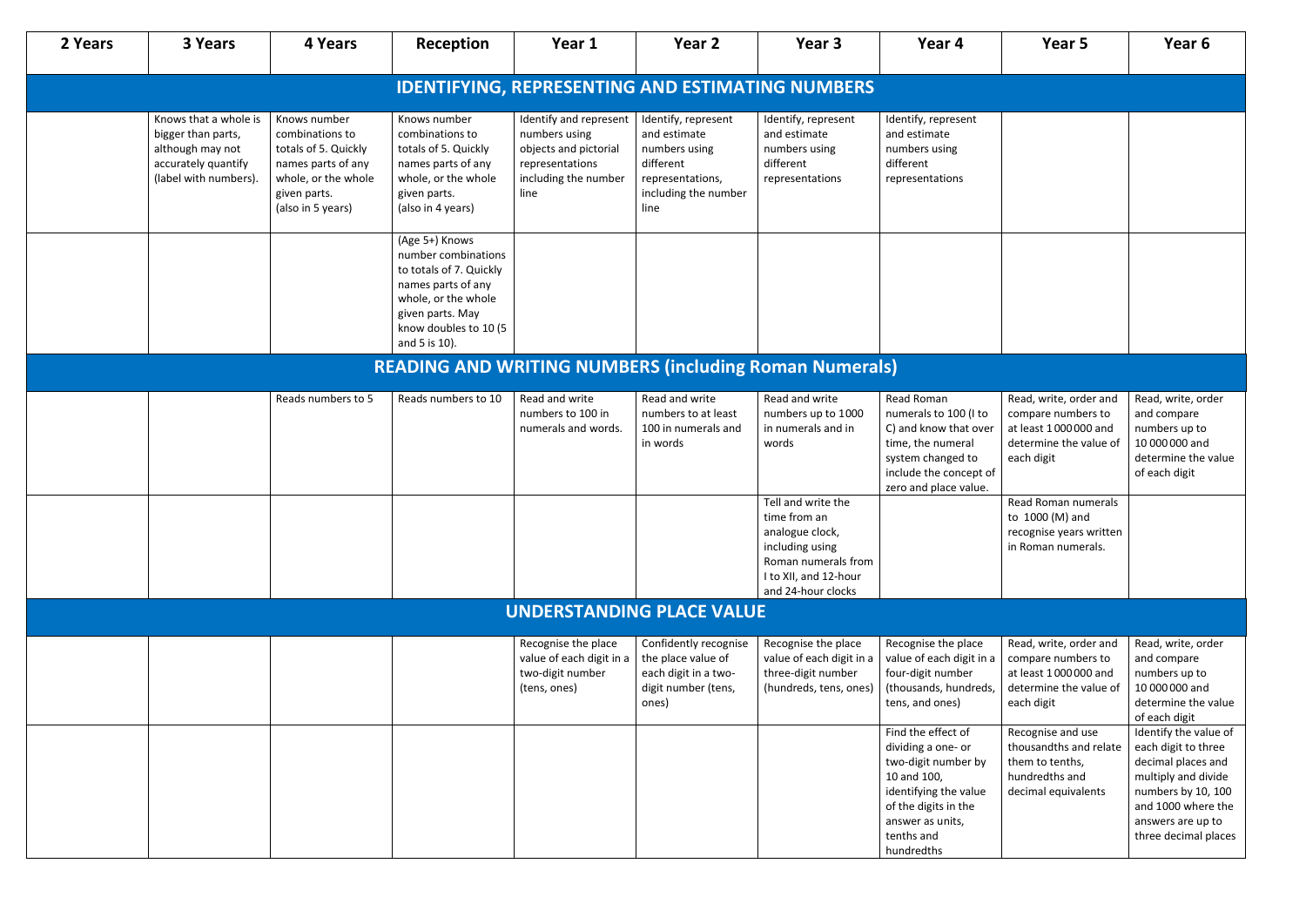| 2 Years | 3 Years | 4 Years | Reception | Year 1 | Year 2 | Year 3 | Year 4 | Year 5 | Year 6 |
|---|---|---|---|---|---|---|---|---|---|
| **IDENTIFYING, REPRESENTING AND ESTIMATING NUMBERS** | | | | | | | | | |
| | Knows that a whole is bigger than parts, although may not accurately quantify (label with numbers). | Knows number combinations to totals of 5. Quickly names parts of any whole, or the whole given parts. (also in 5 years) | Knows number combinations to totals of 5. Quickly names parts of any whole, or the whole given parts. (also in 4 years) | Identify and represent numbers using objects and pictorial representations including the number line | Identify, represent and estimate numbers using different representations, including the number line | Identify, represent and estimate numbers using different representations | Identify, represent and estimate numbers using different representations | | |
| | | | (Age 5+) Knows number combinations to totals of 7. Quickly names parts of any whole, or the whole given parts. May know doubles to 10 (5 and 5 is 10). | | | | | | |
| **READING AND WRITING NUMBERS (including Roman Numerals)** | | | | | | | | | |
| | | Reads numbers to 5 | Reads numbers to 10 | Read and write numbers to 100 in numerals and words. | Read and write numbers to at least 100 in numerals and in words | Read and write numbers up to 1000 in numerals and in words | Read Roman numerals to 100 (I to C) and know that over time, the numeral system changed to include the concept of zero and place value. | Read, write, order and compare numbers to at least 1 000 000 and determine the value of each digit | Read, write, order and compare numbers up to 10 000 000 and determine the value of each digit |
| | | | | | | Tell and write the time from an analogue clock, including using Roman numerals from I to XII, and 12-hour and 24-hour clocks | | Read Roman numerals to 1000 (M) and recognise years written in Roman numerals. | |
| **UNDERSTANDING PLACE VALUE** | | | | | | | | | |
| | | | | Recognise the place value of each digit in a two-digit number (tens, ones) | Confidently recognise the place value of each digit in a two-digit number (tens, ones) | Recognise the place value of each digit in a three-digit number (hundreds, tens, ones) | Recognise the place value of each digit in a four-digit number (thousands, hundreds, tens, and ones) | Read, write, order and compare numbers to at least 1 000 000 and determine the value of each digit | Read, write, order and compare numbers up to 10 000 000 and determine the value of each digit |
| | | | | | | | Find the effect of dividing a one- or two-digit number by 10 and 100, identifying the value of the digits in the answer as units, tenths and hundredths | Recognise and use thousandths and relate them to tenths, hundredths and decimal equivalents | Identify the value of each digit to three decimal places and multiply and divide numbers by 10, 100 and 1000 where the answers are up to three decimal places |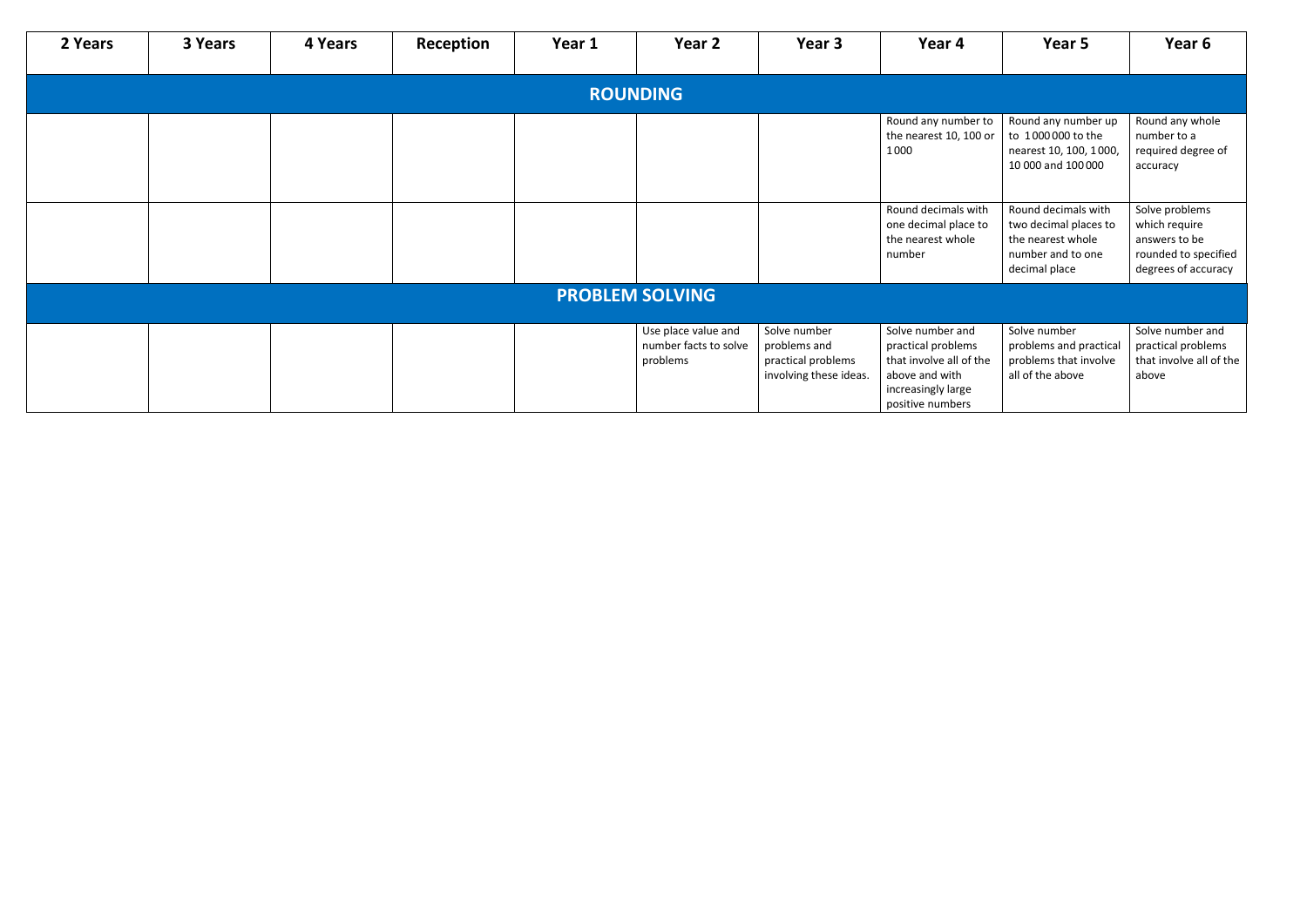| 2 Years | 3 Years | 4 Years | Reception | Year 1 | Year 2 | Year 3 | Year 4 | Year 5 | Year 6 |
|---|---|---|---|---|---|---|---|---|---|
| **ROUNDING** | | | | | | | | | |
| | | | | | | | Round any number to the nearest 10, 100 or 1000 | Round any number up to 1 000 000 to the nearest 10, 100, 1 000, 10 000 and 100 000 | Round any whole number to a required degree of accuracy |
| | | | | | | | Round decimals with one decimal place to the nearest whole number | Round decimals with two decimal places to the nearest whole number and to one decimal place | Solve problems which require answers to be rounded to specified degrees of accuracy |
| **PROBLEM SOLVING** | | | | | | | | | |
| | | | | | Use place value and number facts to solve problems | Solve number problems and practical problems involving these ideas. | Solve number and practical problems that involve all of the above and with increasingly large positive numbers | Solve number problems and practical problems that involve all of the above | Solve number and practical problems that involve all of the above |